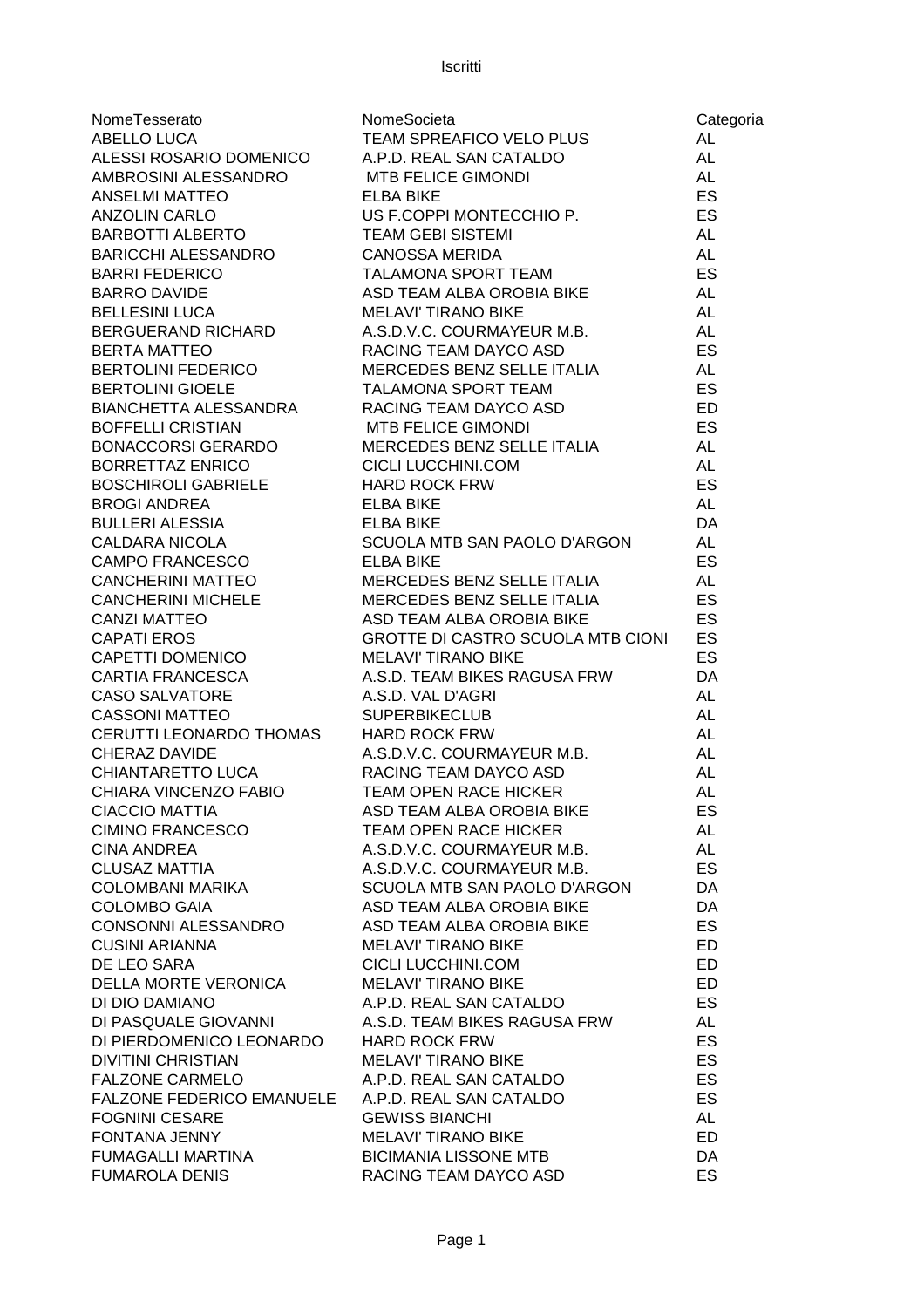# Iscritti

| NomeTesserato | NomeSocieta | Categoria |
|---|---|---|
| ABELLO LUCA | TEAM SPREAFICO VELO PLUS | AL |
| ALESSI ROSARIO DOMENICO | A.P.D. REAL SAN CATALDO | AL |
| AMBROSINI ALESSANDRO | MTB FELICE GIMONDI | AL |
| ANSELMI MATTEO | ELBA BIKE | ES |
| ANZOLIN CARLO | US F.COPPI MONTECCHIO P. | ES |
| BARBOTTI ALBERTO | TEAM GEBI SISTEMI | AL |
| BARICCHI ALESSANDRO | CANOSSA MERIDA | AL |
| BARRI FEDERICO | TALAMONA SPORT TEAM | ES |
| BARRO DAVIDE | ASD TEAM ALBA OROBIA BIKE | AL |
| BELLESINI LUCA | MELAVI' TIRANO BIKE | AL |
| BERGUERAND RICHARD | A.S.D.V.C. COURMAYEUR M.B. | AL |
| BERTA MATTEO | RACING TEAM DAYCO ASD | ES |
| BERTOLINI FEDERICO | MERCEDES BENZ SELLE ITALIA | AL |
| BERTOLINI GIOELE | TALAMONA SPORT TEAM | ES |
| BIANCHETTA ALESSANDRA | RACING TEAM DAYCO ASD | ED |
| BOFFELLI CRISTIAN | MTB FELICE GIMONDI | ES |
| BONACCORSI GERARDO | MERCEDES BENZ SELLE ITALIA | AL |
| BORRETTAZ ENRICO | CICLI LUCCHINI.COM | AL |
| BOSCHIROLI GABRIELE | HARD ROCK FRW | ES |
| BROGI ANDREA | ELBA BIKE | AL |
| BULLERI ALESSIA | ELBA BIKE | DA |
| CALDARA NICOLA | SCUOLA MTB SAN PAOLO D'ARGON | AL |
| CAMPO FRANCESCO | ELBA BIKE | ES |
| CANCHERINI MATTEO | MERCEDES BENZ SELLE ITALIA | AL |
| CANCHERINI MICHELE | MERCEDES BENZ SELLE ITALIA | ES |
| CANZI MATTEO | ASD TEAM ALBA OROBIA BIKE | ES |
| CAPATI EROS | GROTTE DI CASTRO SCUOLA MTB CIONI | ES |
| CAPETTI DOMENICO | MELAVI' TIRANO BIKE | ES |
| CARTIA FRANCESCA | A.S.D. TEAM BIKES RAGUSA FRW | DA |
| CASO SALVATORE | A.S.D. VAL D'AGRI | AL |
| CASSONI MATTEO | SUPERBIKECLUB | AL |
| CERUTTI LEONARDO THOMAS | HARD ROCK FRW | AL |
| CHERAZ DAVIDE | A.S.D.V.C. COURMAYEUR M.B. | AL |
| CHIANTARETTO LUCA | RACING TEAM DAYCO ASD | AL |
| CHIARA VINCENZO FABIO | TEAM OPEN RACE HICKER | AL |
| CIACCIO MATTIA | ASD TEAM ALBA OROBIA BIKE | ES |
| CIMINO FRANCESCO | TEAM OPEN RACE HICKER | AL |
| CINA ANDREA | A.S.D.V.C. COURMAYEUR M.B. | AL |
| CLUSAZ MATTIA | A.S.D.V.C. COURMAYEUR M.B. | ES |
| COLOMBANI MARIKA | SCUOLA MTB SAN PAOLO D'ARGON | DA |
| COLOMBO GAIA | ASD TEAM ALBA OROBIA BIKE | DA |
| CONSONNI ALESSANDRO | ASD TEAM ALBA OROBIA BIKE | ES |
| CUSINI ARIANNA | MELAVI' TIRANO BIKE | ED |
| DE LEO SARA | CICLI LUCCHINI.COM | ED |
| DELLA MORTE VERONICA | MELAVI' TIRANO BIKE | ED |
| DI DIO DAMIANO | A.P.D. REAL SAN CATALDO | ES |
| DI PASQUALE GIOVANNI | A.S.D. TEAM BIKES RAGUSA FRW | AL |
| DI PIERDOMENICO LEONARDO | HARD ROCK FRW | ES |
| DIVITINI CHRISTIAN | MELAVI' TIRANO BIKE | ES |
| FALZONE CARMELO | A.P.D. REAL SAN CATALDO | ES |
| FALZONE FEDERICO EMANUELE | A.P.D. REAL SAN CATALDO | ES |
| FOGNINI CESARE | GEWISS BIANCHI | AL |
| FONTANA JENNY | MELAVI' TIRANO BIKE | ED |
| FUMAGALLI MARTINA | BICIMANIA LISSONE MTB | DA |
| FUMAROLA DENIS | RACING TEAM DAYCO ASD | ES |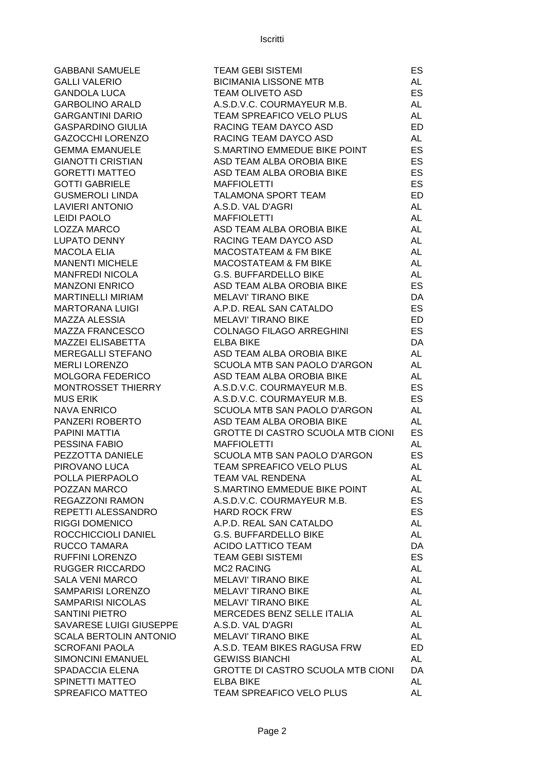Iscritti

| | | |
|---|---|---|
| GABBANI SAMUELE | TEAM GEBI SISTEMI | ES |
| GALLI VALERIO | BICIMANIA LISSONE MTB | AL |
| GANDOLA LUCA | TEAM OLIVETO ASD | ES |
| GARBOLINO ARALD | A.S.D.V.C. COURMAYEUR M.B. | AL |
| GARGANTINI DARIO | TEAM SPREAFICO VELO PLUS | AL |
| GASPARDINO GIULIA | RACING TEAM DAYCO ASD | ED |
| GAZOCCHI LORENZO | RACING TEAM DAYCO ASD | AL |
| GEMMA EMANUELE | S.MARTINO EMMEDUE BIKE POINT | ES |
| GIANOTTI CRISTIAN | ASD TEAM ALBA OROBIA BIKE | ES |
| GORETTI MATTEO | ASD TEAM ALBA OROBIA BIKE | ES |
| GOTTI GABRIELE | MAFFIOLETTI | ES |
| GUSMEROLI LINDA | TALAMONA SPORT TEAM | ED |
| LAVIERI ANTONIO | A.S.D. VAL D'AGRI | AL |
| LEIDI PAOLO | MAFFIOLETTI | AL |
| LOZZA MARCO | ASD TEAM ALBA OROBIA BIKE | AL |
| LUPATO DENNY | RACING TEAM DAYCO ASD | AL |
| MACOLA ELIA | MACOSTATEAM & FM BIKE | AL |
| MANENTI MICHELE | MACOSTATEAM & FM BIKE | AL |
| MANFREDI NICOLA | G.S. BUFFARDELLO BIKE | AL |
| MANZONI ENRICO | ASD TEAM ALBA OROBIA BIKE | ES |
| MARTINELLI MIRIAM | MELAVI' TIRANO BIKE | DA |
| MARTORANA LUIGI | A.P.D. REAL SAN CATALDO | ES |
| MAZZA ALESSIA | MELAVI' TIRANO BIKE | ED |
| MAZZA FRANCESCO | COLNAGO FILAGO ARREGHINI | ES |
| MAZZEI ELISABETTA | ELBA BIKE | DA |
| MEREGALLI STEFANO | ASD TEAM ALBA OROBIA BIKE | AL |
| MERLI LORENZO | SCUOLA MTB SAN PAOLO D'ARGON | AL |
| MOLGORA FEDERICO | ASD TEAM ALBA OROBIA BIKE | AL |
| MONTROSSET THIERRY | A.S.D.V.C. COURMAYEUR M.B. | ES |
| MUS ERIK | A.S.D.V.C. COURMAYEUR M.B. | ES |
| NAVA ENRICO | SCUOLA MTB SAN PAOLO D'ARGON | AL |
| PANZERI ROBERTO | ASD TEAM ALBA OROBIA BIKE | AL |
| PAPINI MATTIA | GROTTE DI CASTRO SCUOLA MTB CIONI | ES |
| PESSINA FABIO | MAFFIOLETTI | AL |
| PEZZOTTA DANIELE | SCUOLA MTB SAN PAOLO D'ARGON | ES |
| PIROVANO LUCA | TEAM SPREAFICO VELO PLUS | AL |
| POLLA PIERPAOLO | TEAM VAL RENDENA | AL |
| POZZAN MARCO | S.MARTINO EMMEDUE BIKE POINT | AL |
| REGAZZONI RAMON | A.S.D.V.C. COURMAYEUR M.B. | ES |
| REPETTI ALESSANDRO | HARD ROCK FRW | ES |
| RIGGI DOMENICO | A.P.D. REAL SAN CATALDO | AL |
| ROCCHICCIOLI DANIEL | G.S. BUFFARDELLO BIKE | AL |
| RUCCO TAMARA | ACIDO LATTICO TEAM | DA |
| RUFFINI LORENZO | TEAM GEBI SISTEMI | ES |
| RUGGER RICCARDO | MC2 RACING | AL |
| SALA VENI MARCO | MELAVI' TIRANO BIKE | AL |
| SAMPARISI LORENZO | MELAVI' TIRANO BIKE | AL |
| SAMPARISI NICOLAS | MELAVI' TIRANO BIKE | AL |
| SANTINI PIETRO | MERCEDES BENZ SELLE ITALIA | AL |
| SAVARESE LUIGI GIUSEPPE | A.S.D. VAL D'AGRI | AL |
| SCALA BERTOLIN ANTONIO | MELAVI' TIRANO BIKE | AL |
| SCROFANI PAOLA | A.S.D. TEAM BIKES RAGUSA FRW | ED |
| SIMONCINI EMANUEL | GEWISS BIANCHI | AL |
| SPADACCIA ELENA | GROTTE DI CASTRO SCUOLA MTB CIONI | DA |
| SPINETTI MATTEO | ELBA BIKE | AL |
| SPREAFICO MATTEO | TEAM SPREAFICO VELO PLUS | AL |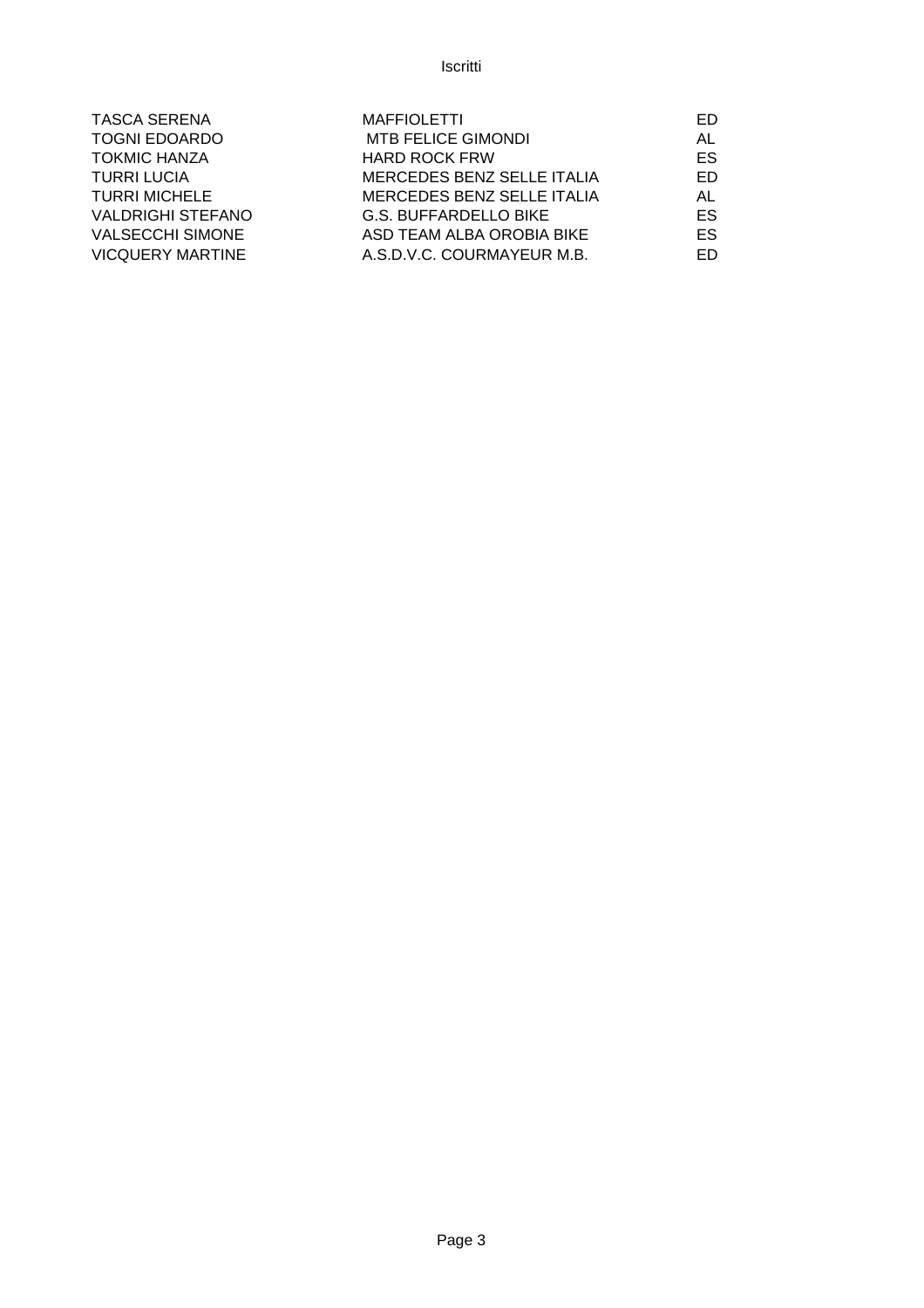| | | |
|---|---|---|
| TASCA SERENA | MAFFIOLETTI | ED |
| TOGNI EDOARDO | MTB FELICE GIMONDI | AL |
| TOKMIC HANZA | HARD ROCK FRW | ES |
| TURRI LUCIA | MERCEDES BENZ SELLE ITALIA | ED |
| TURRI MICHELE | MERCEDES BENZ SELLE ITALIA | AL |
| VALDRIGHI STEFANO | G.S. BUFFARDELLO BIKE | ES |
| VALSECCHI SIMONE | ASD TEAM ALBA OROBIA BIKE | ES |
| VICQUERY MARTINE | A.S.D.V.C. COURMAYEUR M.B. | ED |